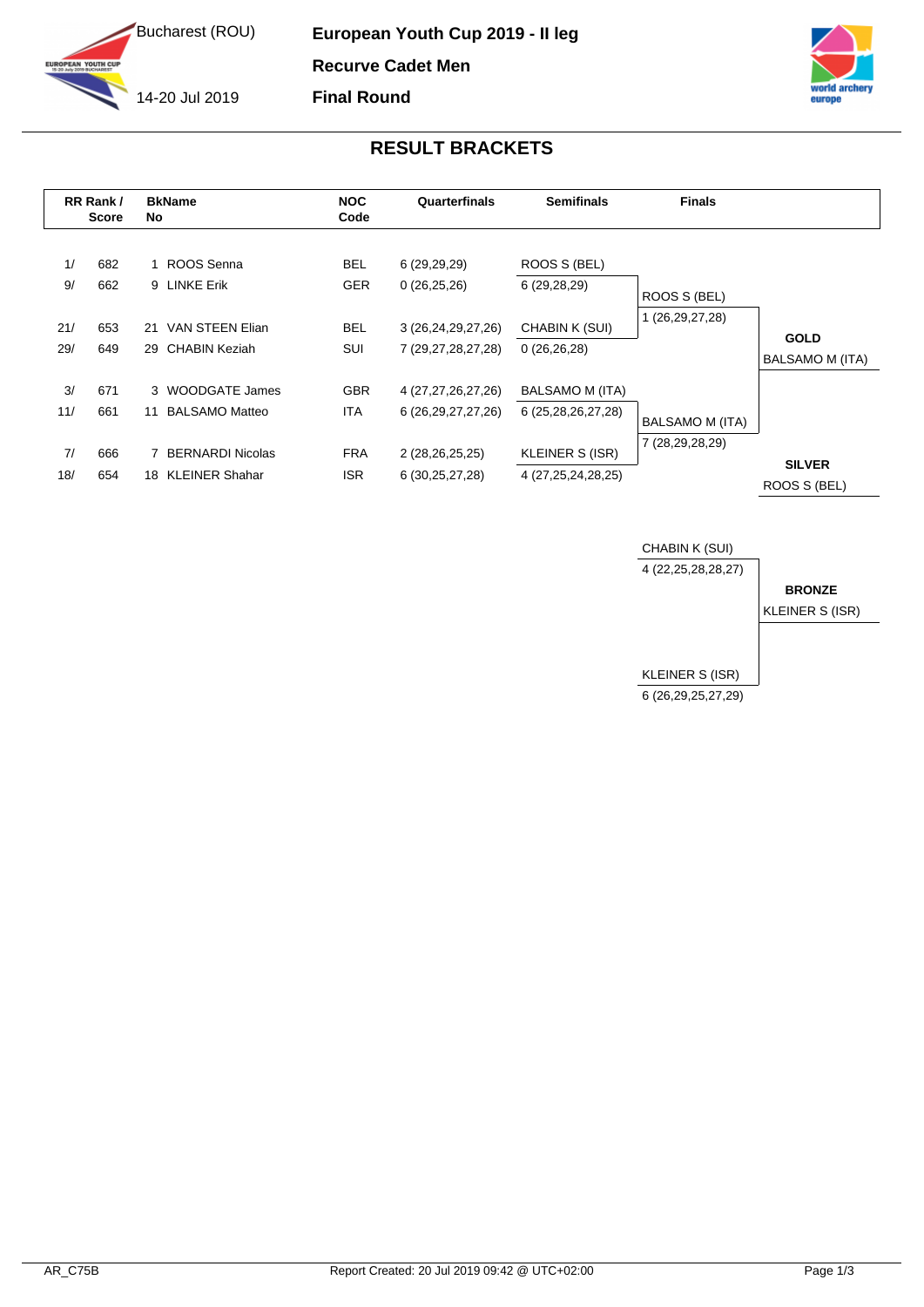# European Youth Cup 2019 - II leg

Bucharest (ROU)

14-20 Jul 2019

**Recurve Cadet Men**

**Final Round**

## RESULT BRACKETS

| RR Rank / Score | | BkName No | NOC Code | Quarterfinals | Semifinals | Finals |
|---|---|---|---|---|---|---|
| 1/ | 682 | 1 ROOS Senna | BEL | 6 (29,29,29) | ROOS S (BEL) | |
| 9/ | 662 | 9 LINKE Erik | GER | 0 (26,25,26) | 6 (29,28,29) | ROOS S (BEL) |
| 21/ | 653 | 21 VAN STEEN Elian | BEL | 3 (26,24,29,27,26) | CHABIN K (SUI) | 1 (26,29,27,28) |
| 29/ | 649 | 29 CHABIN Keziah | SUI | 7 (29,27,28,27,28) | 0 (26,26,28) | |
| 3/ | 671 | 3 WOODGATE James | GBR | 4 (27,27,26,27,26) | BALSAMO M (ITA) | |
| 11/ | 661 | 11 BALSAMO Matteo | ITA | 6 (26,29,27,27,26) | 6 (25,28,26,27,28) | BALSAMO M (ITA) |
| 7/ | 666 | 7 BERNARDI Nicolas | FRA | 2 (28,26,25,25) | KLEINER S (ISR) | 7 (28,29,28,29) |
| 18/ | 654 | 18 KLEINER Shahar | ISR | 6 (30,25,27,28) | 4 (27,25,24,28,25) | |

**GOLD**
BALSAMO M (ITA)

**SILVER**
ROOS S (BEL)

**Bronze Match**

| Finals | |
|---|---|
| CHABIN K (SUI) | 4 (22,25,28,28,27) |
| KLEINER S (ISR) | 6 (26,29,25,27,29) |

**BRONZE**
KLEINER S (ISR)

AR_C75B

Report Created: 20 Jul 2019 09:42 @ UTC+02:00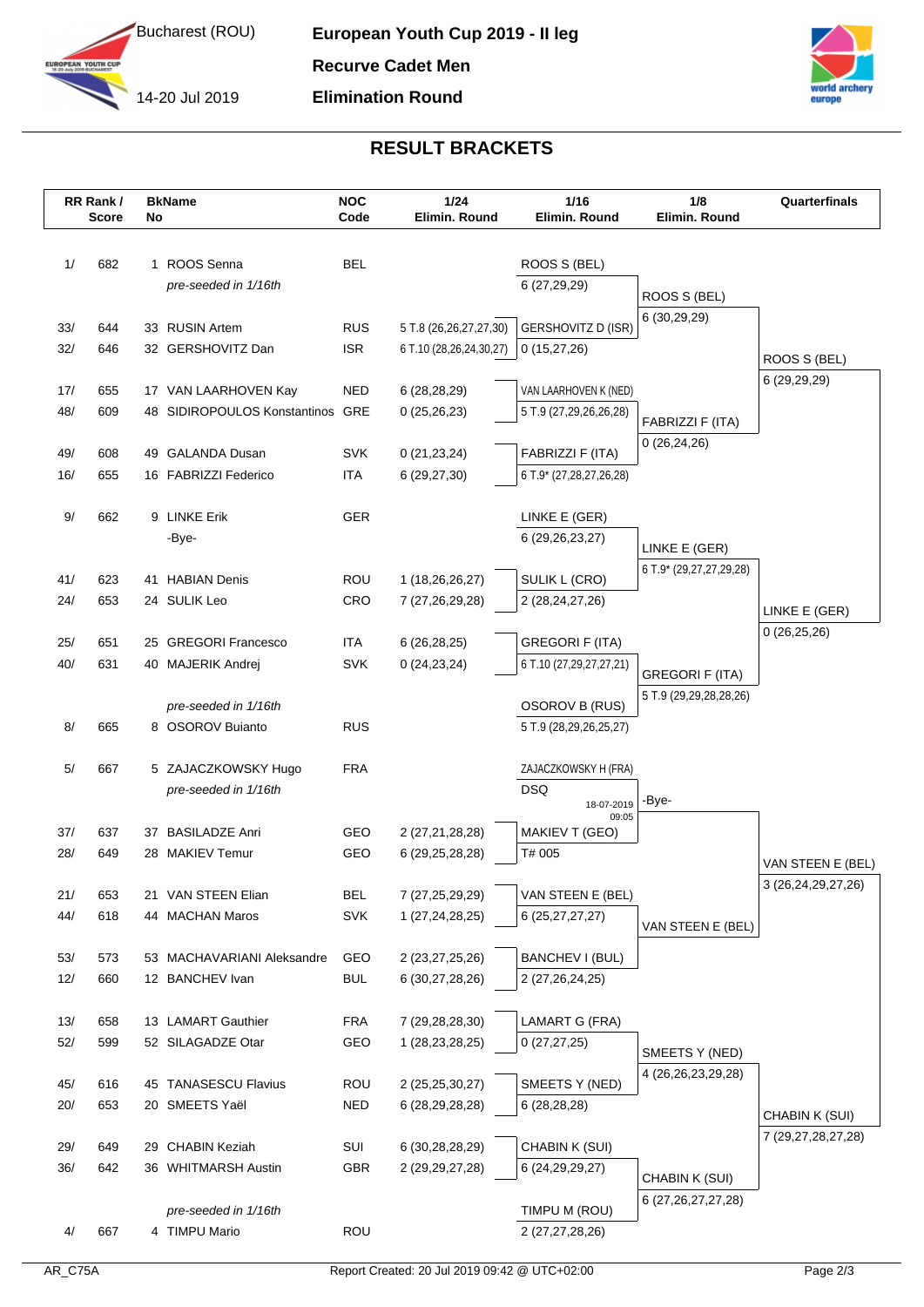# European Youth Cup 2019 - II leg

**Recurve Cadet Men**

**Elimination Round**

Bucharest (ROU)

14-20 Jul 2019

## RESULT BRACKETS

| RR Rank / Score | | BkName No | | NOC Code | 1/24 Elimin. Round | 1/16 Elimin. Round | 1/8 Elimin. Round | Quarterfinals |
|---|---|---|---|---|---|---|---|---|
| 1/ | 682 | 1 | ROOS Senna | BEL | | ROOS S (BEL) | | |
| | | | *pre-seeded in 1/16th* | | | 6 (27,29,29) | ROOS S (BEL) | |
| | | | | | | | 6 (30,29,29) | |
| 33/ | 644 | 33 | RUSIN Artem | RUS | 5 T.8 (26,26,27,27,30) | GERSHOVITZ D (ISR) | | |
| 32/ | 646 | 32 | GERSHOVITZ Dan | ISR | 6 T.10 (28,26,24,30,27) | 0 (15,27,26) | | ROOS S (BEL) |
| | | | | | | | | 6 (29,29,29) |
| 17/ | 655 | 17 | VAN LAARHOVEN Kay | NED | 6 (28,28,29) | VAN LAARHOVEN K (NED) | | |
| 48/ | 609 | 48 | SIDIROPOULOS Konstantinos | GRE | 0 (25,26,23) | 5 T.9 (27,29,26,26,28) | FABRIZZI F (ITA) | |
| | | | | | | | 0 (26,24,26) | |
| 49/ | 608 | 49 | GALANDA Dusan | SVK | 0 (21,23,24) | FABRIZZI F (ITA) | | |
| 16/ | 655 | 16 | FABRIZZI Federico | ITA | 6 (29,27,30) | 6 T.9* (27,28,27,26,28) | | |
| 9/ | 662 | 9 | LINKE Erik | GER | | LINKE E (GER) | | |
| | | | -Bye- | | | 6 (29,26,23,27) | LINKE E (GER) | |
| | | | | | | | 6 T.9* (29,27,27,29,28) | |
| 41/ | 623 | 41 | HABIAN Denis | ROU | 1 (18,26,26,27) | SULIK L (CRO) | | |
| 24/ | 653 | 24 | SULIK Leo | CRO | 7 (27,26,29,28) | 2 (28,24,27,26) | | LINKE E (GER) |
| | | | | | | | | 0 (26,25,26) |
| 25/ | 651 | 25 | GREGORI Francesco | ITA | 6 (26,28,25) | GREGORI F (ITA) | | |
| 40/ | 631 | 40 | MAJERIK Andrej | SVK | 0 (24,23,24) | 6 T.10 (27,29,27,27,21) | GREGORI F (ITA) | |
| | | | | | | | 5 T.9 (29,29,28,28,26) | |
| | | | *pre-seeded in 1/16th* | | | OSOROV B (RUS) | | |
| 8/ | 665 | 8 | OSOROV Buianto | RUS | | 5 T.9 (28,29,26,25,27) | | |
| 5/ | 667 | 5 | ZAJACZKOWSKY Hugo | FRA | | ZAJACZKOWSKY H (FRA) | | |
| | | | *pre-seeded in 1/16th* | | | DSQ 18-07-2019 09:05 | -Bye- | |
| 37/ | 637 | 37 | BASILADZE Anri | GEO | 2 (27,21,28,28) | MAKIEV T (GEO) | | |
| 28/ | 649 | 28 | MAKIEV Temur | GEO | 6 (29,25,28,28) | T# 005 | | VAN STEEN E (BEL) |
| | | | | | | | | 3 (26,24,29,27,26) |
| 21/ | 653 | 21 | VAN STEEN Elian | BEL | 7 (27,25,29,29) | VAN STEEN E (BEL) | | |
| 44/ | 618 | 44 | MACHAN Maros | SVK | 1 (27,24,28,25) | 6 (25,27,27,27) | VAN STEEN E (BEL) | |
| 53/ | 573 | 53 | MACHAVARIANI Aleksandre | GEO | 2 (23,27,25,26) | BANCHEV I (BUL) | | |
| 12/ | 660 | 12 | BANCHEV Ivan | BUL | 6 (30,27,28,26) | 2 (27,26,24,25) | | |
| 13/ | 658 | 13 | LAMART Gauthier | FRA | 7 (29,28,28,30) | LAMART G (FRA) | | |
| 52/ | 599 | 52 | SILAGADZE Otar | GEO | 1 (28,23,28,25) | 0 (27,27,25) | SMEETS Y (NED) | |
| | | | | | | | 4 (26,26,23,29,28) | |
| 45/ | 616 | 45 | TANASESCU Flavius | ROU | 2 (25,25,30,27) | SMEETS Y (NED) | | |
| 20/ | 653 | 20 | SMEETS Yaël | NED | 6 (28,29,28,28) | 6 (28,28,28) | | CHABIN K (SUI) |
| | | | | | | | | 7 (29,27,28,27,28) |
| 29/ | 649 | 29 | CHABIN Keziah | SUI | 6 (30,28,28,29) | CHABIN K (SUI) | | |
| 36/ | 642 | 36 | WHITMARSH Austin | GBR | 2 (29,29,27,28) | 6 (24,29,29,27) | CHABIN K (SUI) | |
| | | | | | | | 6 (27,26,27,27,28) | |
| | | | *pre-seeded in 1/16th* | | | TIMPU M (ROU) | | |
| 4/ | 667 | 4 | TIMPU Mario | ROU | | 2 (27,27,28,26) | | |

AR_C75A Report Created: 20 Jul 2019 09:42 @ UTC+02:00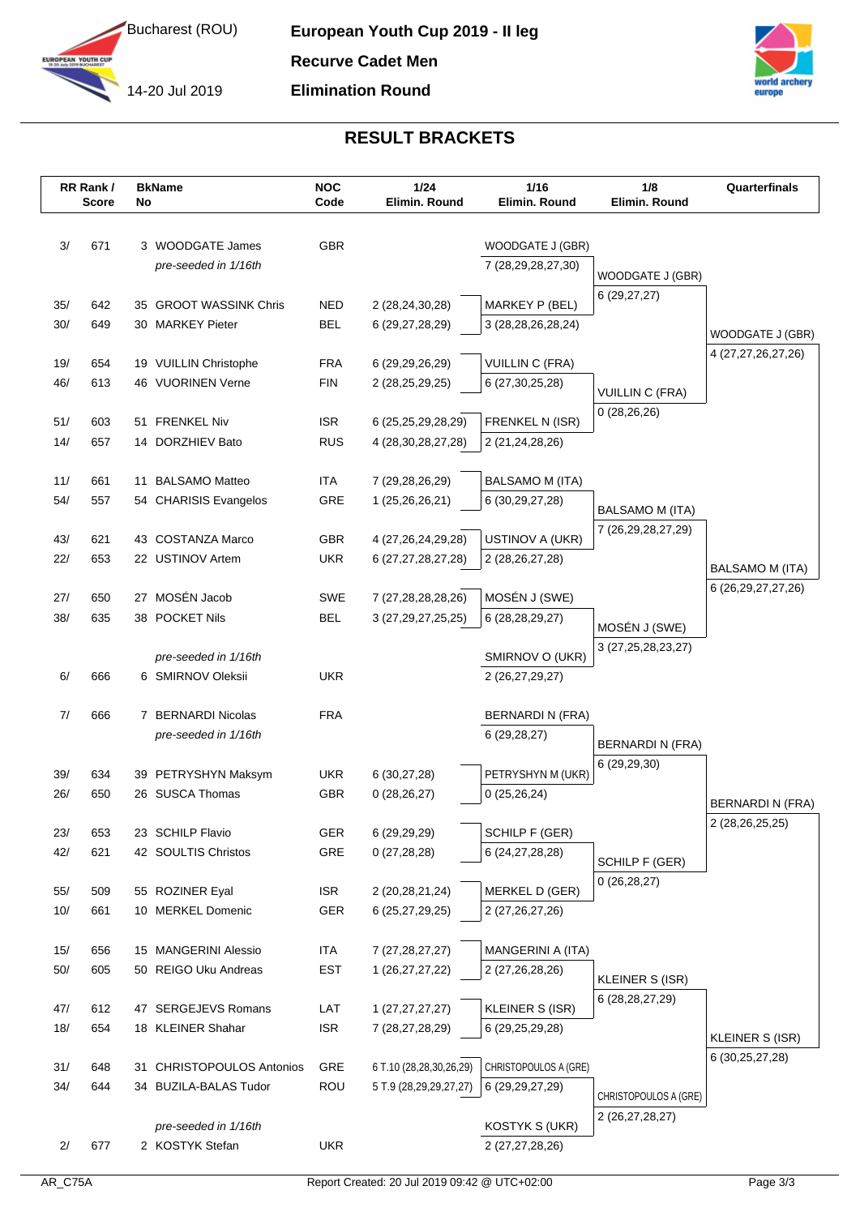Bucharest (ROU)

14-20 Jul 2019

**European Youth Cup 2019 - II leg**

**Recurve Cadet Men**

**Elimination Round**

## RESULT BRACKETS

| RR Rank / Score | | BkName No | | NOC Code | 1/24 Elimin. Round | 1/16 Elimin. Round | 1/8 Elimin. Round | Quarterfinals |
|---|---|---|---|---|---|---|---|---|
| 3/ | 671 | 3 | WOODGATE James | GBR | | WOODGATE J (GBR) | | |
| | | | *pre-seeded in 1/16th* | | | 7 (28,29,28,27,30) | WOODGATE J (GBR) | |
| | | | | | | | 6 (29,27,27) | |
| 35/ | 642 | 35 | GROOT WASSINK Chris | NED | 2 (28,24,30,28) | MARKEY P (BEL) | | |
| 30/ | 649 | 30 | MARKEY Pieter | BEL | 6 (29,27,28,29) | 3 (28,28,26,28,24) | | WOODGATE J (GBR) |
| | | | | | | | | 4 (27,27,26,27,26) |
| 19/ | 654 | 19 | VUILLIN Christophe | FRA | 6 (29,29,26,29) | VUILLIN C (FRA) | | |
| 46/ | 613 | 46 | VUORINEN Verne | FIN | 2 (28,25,29,25) | 6 (27,30,25,28) | VUILLIN C (FRA) | |
| | | | | | | | 0 (28,26,26) | |
| 51/ | 603 | 51 | FRENKEL Niv | ISR | 6 (25,25,29,28,29) | FRENKEL N (ISR) | | |
| 14/ | 657 | 14 | DORZHIEV Bato | RUS | 4 (28,30,28,27,28) | 2 (21,24,28,26) | | |
| 11/ | 661 | 11 | BALSAMO Matteo | ITA | 7 (29,28,26,29) | BALSAMO M (ITA) | | |
| 54/ | 557 | 54 | CHARISIS Evangelos | GRE | 1 (25,26,26,21) | 6 (30,29,27,28) | BALSAMO M (ITA) | |
| | | | | | | | 7 (26,29,28,27,29) | |
| 43/ | 621 | 43 | COSTANZA Marco | GBR | 4 (27,26,24,29,28) | USTINOV A (UKR) | | |
| 22/ | 653 | 22 | USTINOV Artem | UKR | 6 (27,27,28,27,28) | 2 (28,26,27,28) | | BALSAMO M (ITA) |
| | | | | | | | | 6 (26,29,27,27,26) |
| 27/ | 650 | 27 | MOSÉN Jacob | SWE | 7 (27,28,28,28,26) | MOSÉN J (SWE) | | |
| 38/ | 635 | 38 | POCKET Nils | BEL | 3 (27,29,27,25,25) | 6 (28,28,29,27) | MOSÉN J (SWE) | |
| | | | | | | | 3 (27,25,28,23,27) | |
| | | | *pre-seeded in 1/16th* | | | SMIRNOV O (UKR) | | |
| 6/ | 666 | 6 | SMIRNOV Oleksii | UKR | | 2 (26,27,29,27) | | |
| 7/ | 666 | 7 | BERNARDI Nicolas | FRA | | BERNARDI N (FRA) | | |
| | | | *pre-seeded in 1/16th* | | | 6 (29,28,27) | BERNARDI N (FRA) | |
| | | | | | | | 6 (29,29,30) | |
| 39/ | 634 | 39 | PETRYSHYN Maksym | UKR | 6 (30,27,28) | PETRYSHYN M (UKR) | | |
| 26/ | 650 | 26 | SUSCA Thomas | GBR | 0 (28,26,27) | 0 (25,26,24) | | BERNARDI N (FRA) |
| | | | | | | | | 2 (28,26,25,25) |
| 23/ | 653 | 23 | SCHILP Flavio | GER | 6 (29,29,29) | SCHILP F (GER) | | |
| 42/ | 621 | 42 | SOULTIS Christos | GRE | 0 (27,28,28) | 6 (24,27,28,28) | SCHILP F (GER) | |
| | | | | | | | 0 (26,28,27) | |
| 55/ | 509 | 55 | ROZINER Eyal | ISR | 2 (20,28,21,24) | MERKEL D (GER) | | |
| 10/ | 661 | 10 | MERKEL Domenic | GER | 6 (25,27,29,25) | 2 (27,26,27,26) | | |
| 15/ | 656 | 15 | MANGERINI Alessio | ITA | 7 (27,28,27,27) | MANGERINI A (ITA) | | |
| 50/ | 605 | 50 | REIGO Uku Andreas | EST | 1 (26,27,27,22) | 2 (27,26,28,26) | KLEINER S (ISR) | |
| | | | | | | | 6 (28,28,27,29) | |
| 47/ | 612 | 47 | SERGEJEVS Romans | LAT | 1 (27,27,27,27) | KLEINER S (ISR) | | |
| 18/ | 654 | 18 | KLEINER Shahar | ISR | 7 (28,27,28,29) | 6 (29,25,29,28) | | KLEINER S (ISR) |
| | | | | | | | | 6 (30,25,27,28) |
| 31/ | 648 | 31 | CHRISTOPOULOS Antonios | GRE | 6 T.10 (28,28,30,26,29) | CHRISTOPOULOS A (GRE) | | |
| 34/ | 644 | 34 | BUZILA-BALAS Tudor | ROU | 5 T.9 (28,29,29,27,27) | 6 (29,29,27,29) | CHRISTOPOULOS A (GRE) | |
| | | | | | | | 2 (26,27,28,27) | |
| | | | *pre-seeded in 1/16th* | | | KOSTYK S (UKR) | | |
| 2/ | 677 | 2 | KOSTYK Stefan | UKR | | 2 (27,27,28,26) | | |

AR_C75A Report Created: 20 Jul 2019 09:42 @ UTC+02:00